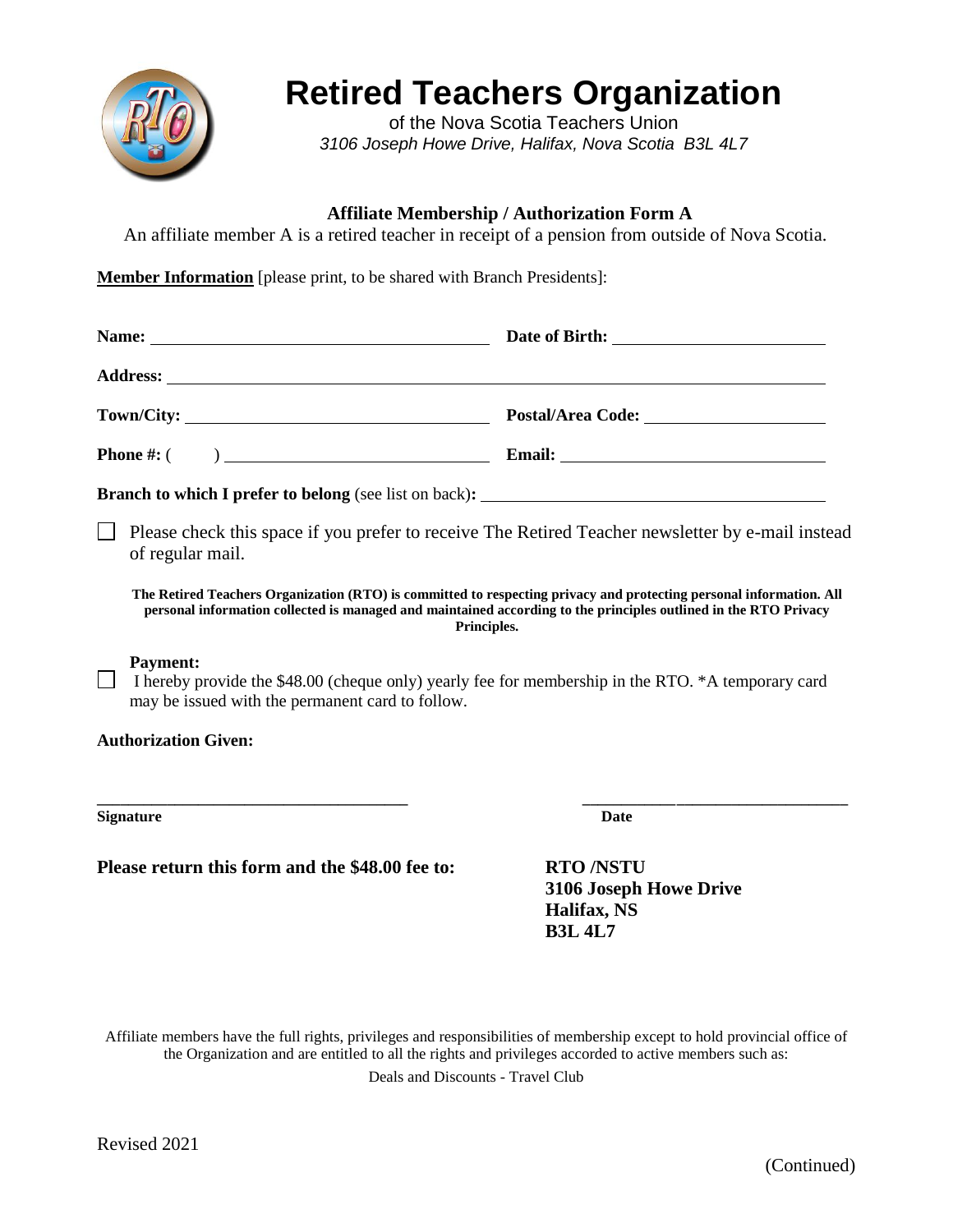# Retired Teachers Organization

of the Nova Scotia Teachers Union

*3106 Joseph Howe Drive, Halifax, Nova Scotia B3L 4L7*

**Affiliate Membership / Authorization Form A**

An affiliate member A is a retired teacher in receipt of a pension from outside of Nova Scotia.

**Member Information** [please print, to be shared with Branch Presidents]:

**Name:** ______________________________ **Date of Birth:** ____________________

**Address:** ____________________________________________________________

**Town/City:** ___________________________ **Postal/Area Code:** ________________

**Phone #:** ( ) _________________________ **Email:** _________________________

**Branch to which I prefer to belong** (see list on back)**:** ______________________________

☐ Please check this space if you prefer to receive The Retired Teacher newsletter by e-mail instead of regular mail.

**The Retired Teachers Organization (RTO) is committed to respecting privacy and protecting personal information. All personal information collected is managed and maintained according to the principles outlined in the RTO Privacy Principles.**

**Payment:**

☐ I hereby provide the $48.00 (cheque only) yearly fee for membership in the RTO. *A temporary card may be issued with the permanent card to follow.

**Authorization Given:**

______________________________ ______________________________

**Signature** **Date**

**Please return this form and the $48.00 fee to:**

**RTO /NSTU**
**3106 Joseph Howe Drive**
**Halifax, NS**
**B3L 4L7**

Affiliate members have the full rights, privileges and responsibilities of membership except to hold provincial office of the Organization and are entitled to all the rights and privileges accorded to active members such as:

Deals and Discounts - Travel Club

Revised 2021

(Continued)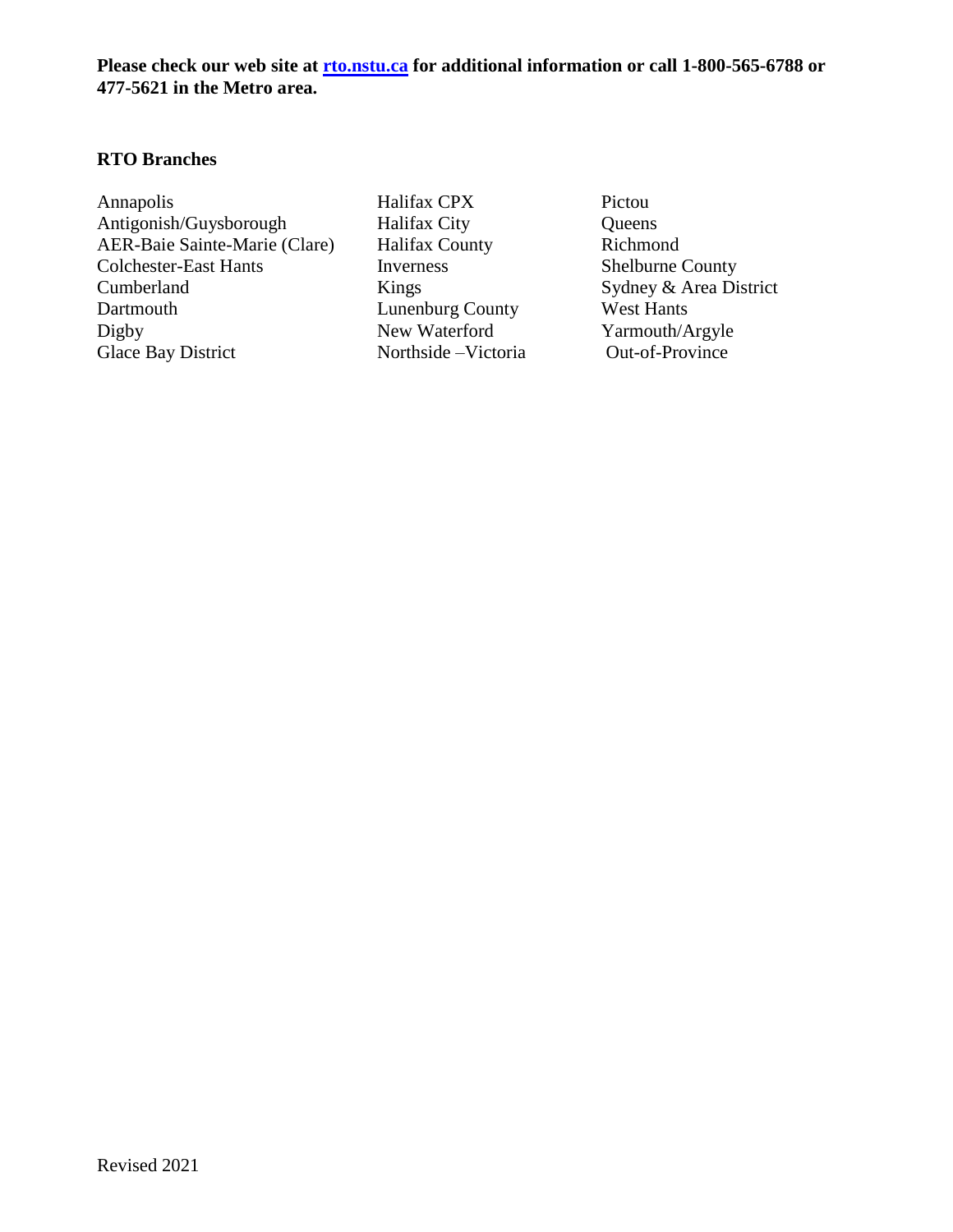**Please check our web site at [rto.nstu.ca](http://rto.nstu.ca) for additional information or call 1-800-565-6788 or 477-5621 in the Metro area.**

## RTO Branches

| | | |
|---|---|---|
| Annapolis | Halifax CPX | Pictou |
| Antigonish/Guysborough | Halifax City | Queens |
| AER-Baie Sainte-Marie (Clare) | Halifax County | Richmond |
| Colchester-East Hants | Inverness | Shelburne County |
| Cumberland | Kings | Sydney & Area District |
| Dartmouth | Lunenburg County | West Hants |
| Digby | New Waterford | Yarmouth/Argyle |
| Glace Bay District | Northside –Victoria | Out-of-Province |

Revised 2021